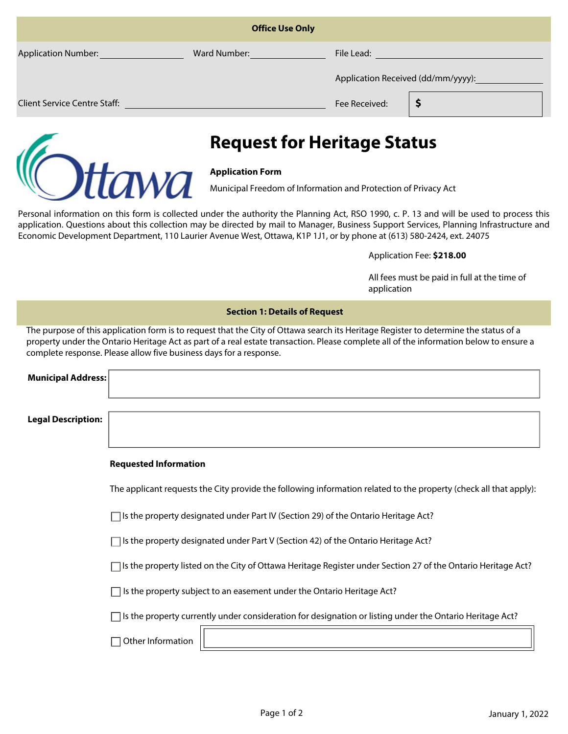**Office Use Only**

Application Number: \_\_\_\_\_\_\_\_\_\_ Ward Number: \_\_\_\_\_\_\_\_\_\_ File Lead: \_\_\_\_\_\_\_\_\_\_

Application Received (dd/mm/yyyy): \_\_\_\_\_\_\_\_\_\_

Client Service Centre Staff: \_\_\_\_\_\_\_\_\_\_ Fee Received: $

# Request for Heritage Status

**Application Form**

Municipal Freedom of Information and Protection of Privacy Act

Personal information on this form is collected under the authority the Planning Act, RSO 1990, c. P. 13 and will be used to process this application. Questions about this collection may be directed by mail to Manager, Business Support Services, Planning Infrastructure and Economic Development Department, 110 Laurier Avenue West, Ottawa, K1P 1J1, or by phone at (613) 580-2424, ext. 24075

Application Fee: **$218.00**

All fees must be paid in full at the time of application

## Section 1: Details of Request

The purpose of this application form is to request that the City of Ottawa search its Heritage Register to determine the status of a property under the Ontario Heritage Act as part of a real estate transaction. Please complete all of the information below to ensure a complete response. Please allow five business days for a response.

**Municipal Address:**

**Legal Description:**

**Requested Information**

The applicant requests the City provide the following information related to the property (check all that apply):

- ☐ Is the property designated under Part IV (Section 29) of the Ontario Heritage Act?
- ☐ Is the property designated under Part V (Section 42) of the Ontario Heritage Act?
- ☐ Is the property listed on the City of Ottawa Heritage Register under Section 27 of the Ontario Heritage Act?
- ☐ Is the property subject to an easement under the Ontario Heritage Act?
- ☐ Is the property currently under consideration for designation or listing under the Ontario Heritage Act?
- ☐ Other Information

January 1, 2022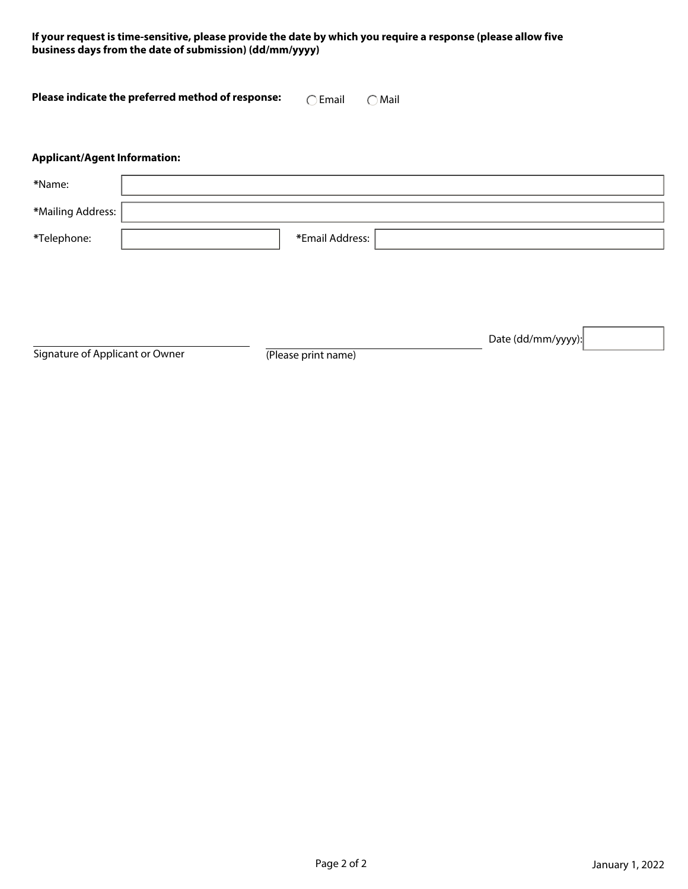**If your request is time-sensitive, please provide the date by which you require a response (please allow five business days from the date of submission) (dd/mm/yyyy)**

**Please indicate the preferred method of response:** ◯ Email ◯ Mail

**Applicant/Agent Information:**

| | |
|---|---|
| *Name: | |
| *Mailing Address: | |
| *Telephone: | |
| *Email Address: | |

Signature of Applicant or Owner

(Please print name)

Date (dd/mm/yyyy):

January 1, 2022